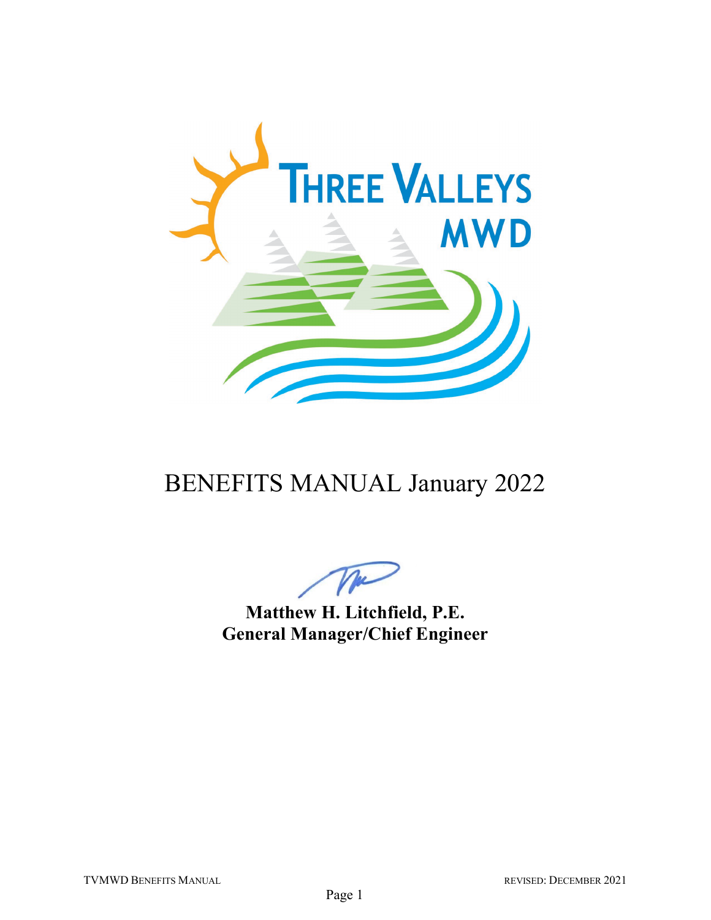# BENEFITS MANUAL January 2022

**Matthew H. Litchfield, P.E.**
**General Manager/Chief Engineer**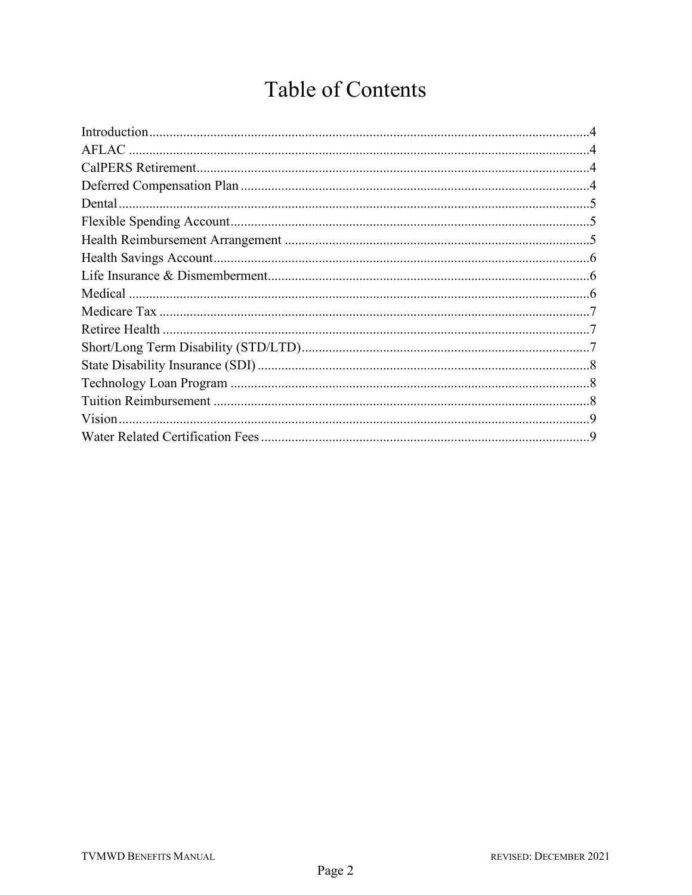# Table of Contents

Introduction....................................................................4
AFLAC ..........................................................................4
CalPERS Retirement.........................................................4
Deferred Compensation Plan ..............................................4
Dental...........................................................................5
Flexible Spending Account.................................................5
Health Reimbursement Arrangement ....................................5
Health Savings Account.....................................................6
Life Insurance & Dismemberment.........................................6
Medical .........................................................................6
Medicare Tax .................................................................7
Retiree Health ................................................................7
Short/Long Term Disability (STD/LTD).................................7
State Disability Insurance (SDI) ..........................................8
Technology Loan Program .................................................8
Tuition Reimbursement .....................................................8
Vision...........................................................................9
Water Related Certification Fees .........................................9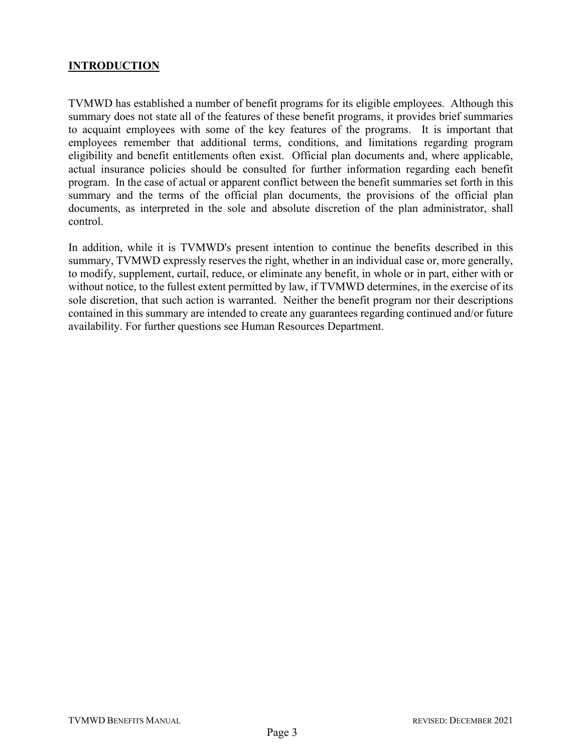## INTRODUCTION

TVMWD has established a number of benefit programs for its eligible employees. Although this summary does not state all of the features of these benefit programs, it provides brief summaries to acquaint employees with some of the key features of the programs. It is important that employees remember that additional terms, conditions, and limitations regarding program eligibility and benefit entitlements often exist. Official plan documents and, where applicable, actual insurance policies should be consulted for further information regarding each benefit program. In the case of actual or apparent conflict between the benefit summaries set forth in this summary and the terms of the official plan documents, the provisions of the official plan documents, as interpreted in the sole and absolute discretion of the plan administrator, shall control.

In addition, while it is TVMWD's present intention to continue the benefits described in this summary, TVMWD expressly reserves the right, whether in an individual case or, more generally, to modify, supplement, curtail, reduce, or eliminate any benefit, in whole or in part, either with or without notice, to the fullest extent permitted by law, if TVMWD determines, in the exercise of its sole discretion, that such action is warranted. Neither the benefit program nor their descriptions contained in this summary are intended to create any guarantees regarding continued and/or future availability. For further questions see Human Resources Department.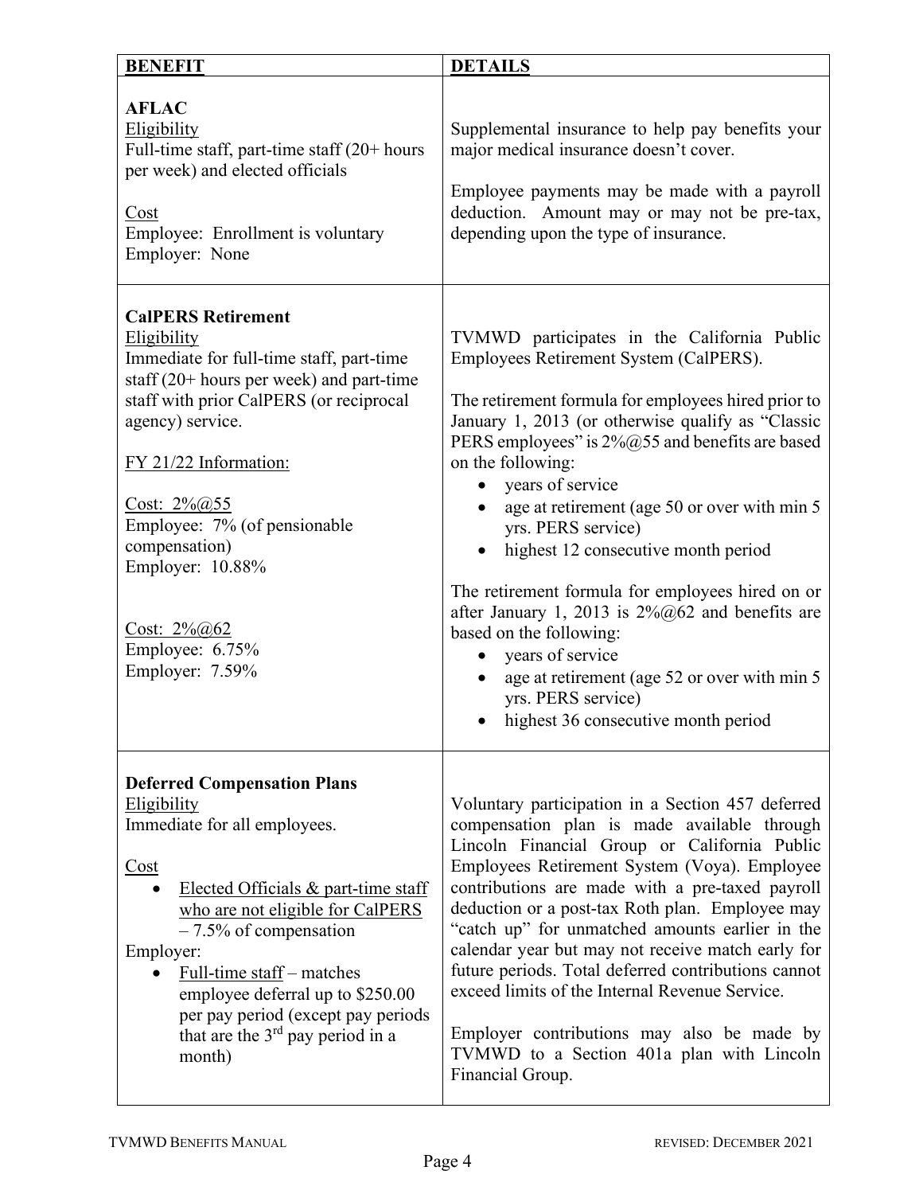| **BENEFIT** | **DETAILS** |
|---|---|
| **AFLAC**<br>Eligibility<br>Full-time staff, part-time staff (20+ hours per week) and elected officials<br><br>Cost<br>Employee: Enrollment is voluntary<br>Employer: None | Supplemental insurance to help pay benefits your major medical insurance doesn't cover.<br><br>Employee payments may be made with a payroll deduction. Amount may or may not be pre-tax, depending upon the type of insurance. |
| **CalPERS Retirement**<br>Eligibility<br>Immediate for full-time staff, part-time staff (20+ hours per week) and part-time staff with prior CalPERS (or reciprocal agency) service.<br><br>FY 21/22 Information:<br><br>Cost: 2%@55<br>Employee: 7% (of pensionable compensation)<br>Employer: 10.88%<br><br>Cost: 2%@62<br>Employee: 6.75%<br>Employer: 7.59% | TVMWD participates in the California Public Employees Retirement System (CalPERS).<br><br>The retirement formula for employees hired prior to January 1, 2013 (or otherwise qualify as "Classic PERS employees" is 2%@55 and benefits are based on the following:<br>• years of service<br>• age at retirement (age 50 or over with min 5 yrs. PERS service)<br>• highest 12 consecutive month period<br><br>The retirement formula for employees hired on or after January 1, 2013 is 2%@62 and benefits are based on the following:<br>• years of service<br>• age at retirement (age 52 or over with min 5 yrs. PERS service)<br>• highest 36 consecutive month period |
| **Deferred Compensation Plans**<br>Eligibility<br>Immediate for all employees.<br><br>Cost<br>• Elected Officials & part-time staff who are not eligible for CalPERS – 7.5% of compensation<br><br>Employer:<br>• Full-time staff – matches employee deferral up to $250.00 per pay period (except pay periods that are the 3rd pay period in a month) | Voluntary participation in a Section 457 deferred compensation plan is made available through Lincoln Financial Group or California Public Employees Retirement System (Voya). Employee contributions are made with a pre-taxed payroll deduction or a post-tax Roth plan. Employee may "catch up" for unmatched amounts earlier in the calendar year but may not receive match early for future periods. Total deferred contributions cannot exceed limits of the Internal Revenue Service.<br><br>Employer contributions may also be made by TVMWD to a Section 401a plan with Lincoln Financial Group. |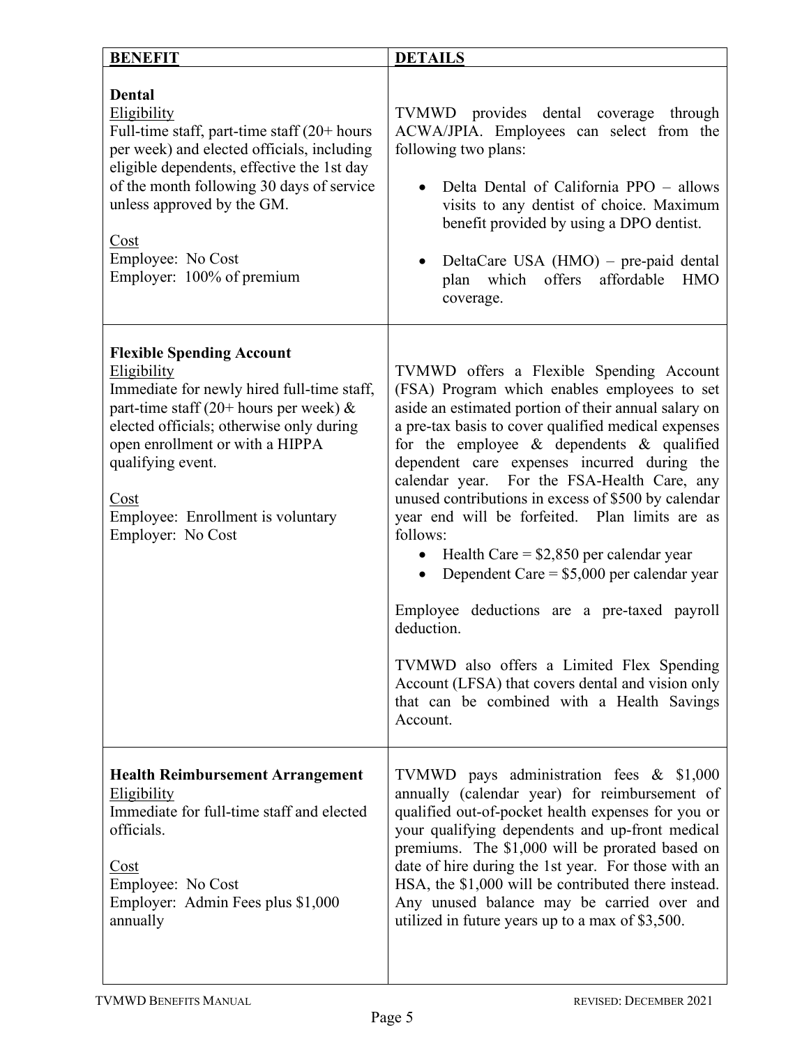| **BENEFIT** | **DETAILS** |
|---|---|
| **Dental**<br>Eligibility<br>Full-time staff, part-time staff (20+ hours per week) and elected officials, including eligible dependents, effective the 1st day of the month following 30 days of service unless approved by the GM.<br><br>Cost<br>Employee: No Cost<br>Employer: 100% of premium | TVMWD provides dental coverage through ACWA/JPIA. Employees can select from the following two plans:<br><br>• Delta Dental of California PPO – allows visits to any dentist of choice. Maximum benefit provided by using a DPO dentist.<br><br>• DeltaCare USA (HMO) – pre-paid dental plan which offers affordable HMO coverage. |
| **Flexible Spending Account**<br>Eligibility<br>Immediate for newly hired full-time staff, part-time staff (20+ hours per week) & elected officials; otherwise only during open enrollment or with a HIPPA qualifying event.<br><br>Cost<br>Employee: Enrollment is voluntary<br>Employer: No Cost | TVMWD offers a Flexible Spending Account (FSA) Program which enables employees to set aside an estimated portion of their annual salary on a pre-tax basis to cover qualified medical expenses for the employee & dependents & qualified dependent care expenses incurred during the calendar year. For the FSA-Health Care, any unused contributions in excess of $500 by calendar year end will be forfeited. Plan limits are as follows:<br>• Health Care = $2,850 per calendar year<br>• Dependent Care = $5,000 per calendar year<br><br>Employee deductions are a pre-taxed payroll deduction.<br><br>TVMWD also offers a Limited Flex Spending Account (LFSA) that covers dental and vision only that can be combined with a Health Savings Account. |
| **Health Reimbursement Arrangement**<br>Eligibility<br>Immediate for full-time staff and elected officials.<br><br>Cost<br>Employee: No Cost<br>Employer: Admin Fees plus $1,000 annually | TVMWD pays administration fees & $1,000 annually (calendar year) for reimbursement of qualified out-of-pocket health expenses for you or your qualifying dependents and up-front medical premiums. The $1,000 will be prorated based on date of hire during the 1st year. For those with an HSA, the $1,000 will be contributed there instead. Any unused balance may be carried over and utilized in future years up to a max of $3,500. |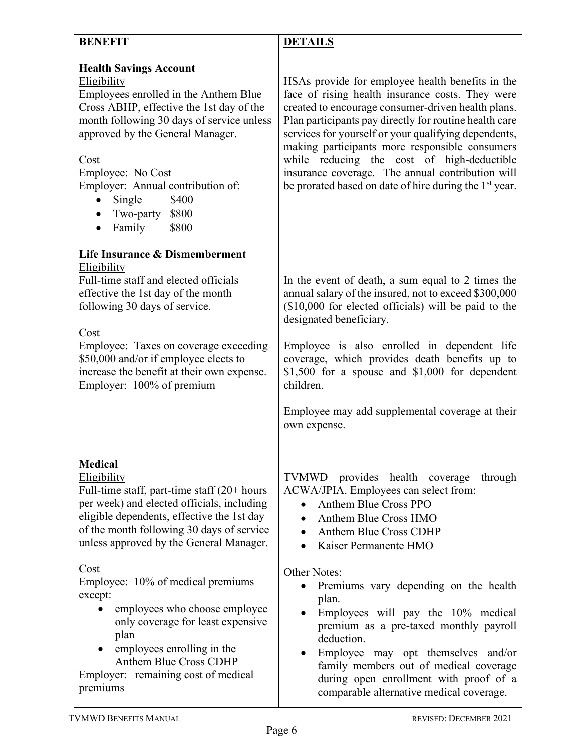| **BENEFIT** | **DETAILS** |
| --- | --- |
| **Health Savings Account**<br>Eligibility<br>Employees enrolled in the Anthem Blue Cross ABHP, effective the 1st day of the month following 30 days of service unless approved by the General Manager.<br><br>Cost<br>Employee: No Cost<br>Employer: Annual contribution of:<br>• Single $400<br>• Two-party $800<br>• Family $800 | HSAs provide for employee health benefits in the face of rising health insurance costs. They were created to encourage consumer-driven health plans. Plan participants pay directly for routine health care services for yourself or your qualifying dependents, making participants more responsible consumers while reducing the cost of high-deductible insurance coverage. The annual contribution will be prorated based on date of hire during the 1st year. |
| **Life Insurance & Dismemberment**<br>Eligibility<br>Full-time staff and elected officials effective the 1st day of the month following 30 days of service.<br><br>Cost<br>Employee: Taxes on coverage exceeding $50,000 and/or if employee elects to increase the benefit at their own expense.<br>Employer: 100% of premium | In the event of death, a sum equal to 2 times the annual salary of the insured, not to exceed $300,000 ($10,000 for elected officials) will be paid to the designated beneficiary.<br><br>Employee is also enrolled in dependent life coverage, which provides death benefits up to $1,500 for a spouse and $1,000 for dependent children.<br><br>Employee may add supplemental coverage at their own expense. |
| **Medical**<br>Eligibility<br>Full-time staff, part-time staff (20+ hours per week) and elected officials, including eligible dependents, effective the 1st day of the month following 30 days of service unless approved by the General Manager.<br><br>Cost<br>Employee: 10% of medical premiums except:<br>• employees who choose employee only coverage for least expensive plan<br>• employees enrolling in the Anthem Blue Cross CDHP<br>Employer: remaining cost of medical premiums | TVMWD provides health coverage through ACWA/JPIA. Employees can select from:<br>• Anthem Blue Cross PPO<br>• Anthem Blue Cross HMO<br>• Anthem Blue Cross CDHP<br>• Kaiser Permanente HMO<br><br>Other Notes:<br>• Premiums vary depending on the health plan.<br>• Employees will pay the 10% medical premium as a pre-taxed monthly payroll deduction.<br>• Employee may opt themselves and/or family members out of medical coverage during open enrollment with proof of a comparable alternative medical coverage. |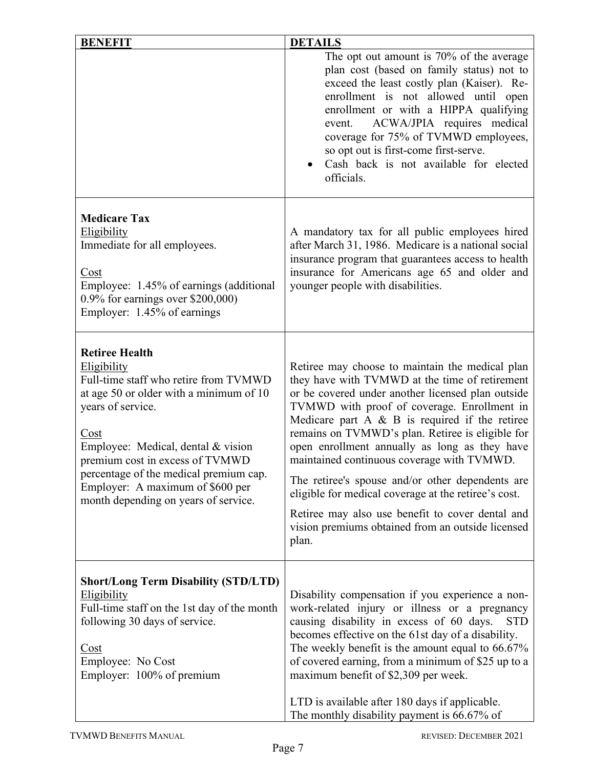| BENEFIT | DETAILS |
|---|---|
| | The opt out amount is 70% of the average plan cost (based on family status) not to exceed the least costly plan (Kaiser). Re-enrollment is not allowed until open enrollment or with a HIPPA qualifying event. ACWA/JPIA requires medical coverage for 75% of TVMWD employees, so opt out is first-come first-serve.<br>• Cash back is not available for elected officials. |
| **Medicare Tax**<br>Eligibility<br>Immediate for all employees.<br><br>Cost<br>Employee: 1.45% of earnings (additional 0.9% for earnings over $200,000)<br>Employer: 1.45% of earnings | A mandatory tax for all public employees hired after March 31, 1986. Medicare is a national social insurance program that guarantees access to health insurance for Americans age 65 and older and younger people with disabilities. |
| **Retiree Health**<br>Eligibility<br>Full-time staff who retire from TVMWD at age 50 or older with a minimum of 10 years of service.<br><br>Cost<br>Employee: Medical, dental & vision premium cost in excess of TVMWD percentage of the medical premium cap.<br>Employer: A maximum of $600 per month depending on years of service. | Retiree may choose to maintain the medical plan they have with TVMWD at the time of retirement or be covered under another licensed plan outside TVMWD with proof of coverage. Enrollment in Medicare part A & B is required if the retiree remains on TVMWD's plan. Retiree is eligible for open enrollment annually as long as they have maintained continuous coverage with TVMWD.<br><br>The retiree's spouse and/or other dependents are eligible for medical coverage at the retiree's cost.<br><br>Retiree may also use benefit to cover dental and vision premiums obtained from an outside licensed plan. |
| **Short/Long Term Disability (STD/LTD)**<br>Eligibility<br>Full-time staff on the 1st day of the month following 30 days of service.<br><br>Cost<br>Employee: No Cost<br>Employer: 100% of premium | Disability compensation if you experience a non-work-related injury or illness or a pregnancy causing disability in excess of 60 days. STD becomes effective on the 61st day of a disability. The weekly benefit is the amount equal to 66.67% of covered earning, from a minimum of $25 up to a maximum benefit of $2,309 per week.<br><br>LTD is available after 180 days if applicable.<br>The monthly disability payment is 66.67% of |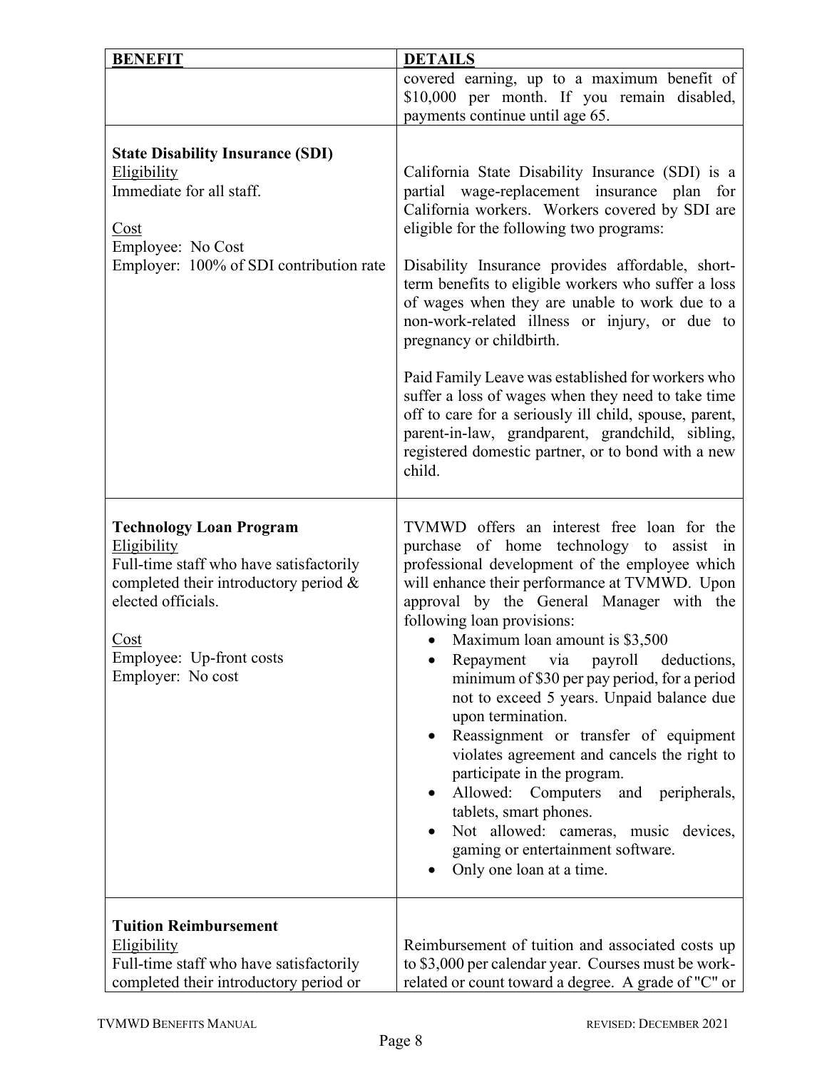| BENEFIT | DETAILS |
|---|---|
| | covered earning, up to a maximum benefit of $10,000 per month. If you remain disabled, payments continue until age 65. |
| **State Disability Insurance (SDI)**<br>Eligibility<br>Immediate for all staff.<br><br>Cost<br>Employee: No Cost<br>Employer: 100% of SDI contribution rate | California State Disability Insurance (SDI) is a partial wage-replacement insurance plan for California workers. Workers covered by SDI are eligible for the following two programs:<br><br>Disability Insurance provides affordable, short-term benefits to eligible workers who suffer a loss of wages when they are unable to work due to a non-work-related illness or injury, or due to pregnancy or childbirth.<br><br>Paid Family Leave was established for workers who suffer a loss of wages when they need to take time off to care for a seriously ill child, spouse, parent, parent-in-law, grandparent, grandchild, sibling, registered domestic partner, or to bond with a new child. |
| **Technology Loan Program**<br>Eligibility<br>Full-time staff who have satisfactorily completed their introductory period & elected officials.<br><br>Cost<br>Employee: Up-front costs<br>Employer: No cost | TVMWD offers an interest free loan for the purchase of home technology to assist in professional development of the employee which will enhance their performance at TVMWD. Upon approval by the General Manager with the following loan provisions:<br>• Maximum loan amount is $3,500<br>• Repayment via payroll deductions, minimum of $30 per pay period, for a period not to exceed 5 years. Unpaid balance due upon termination.<br>• Reassignment or transfer of equipment violates agreement and cancels the right to participate in the program.<br>• Allowed: Computers and peripherals, tablets, smart phones.<br>• Not allowed: cameras, music devices, gaming or entertainment software.<br>• Only one loan at a time. |
| **Tuition Reimbursement**<br>Eligibility<br>Full-time staff who have satisfactorily completed their introductory period or | Reimbursement of tuition and associated costs up to $3,000 per calendar year. Courses must be work-related or count toward a degree. A grade of "C" or |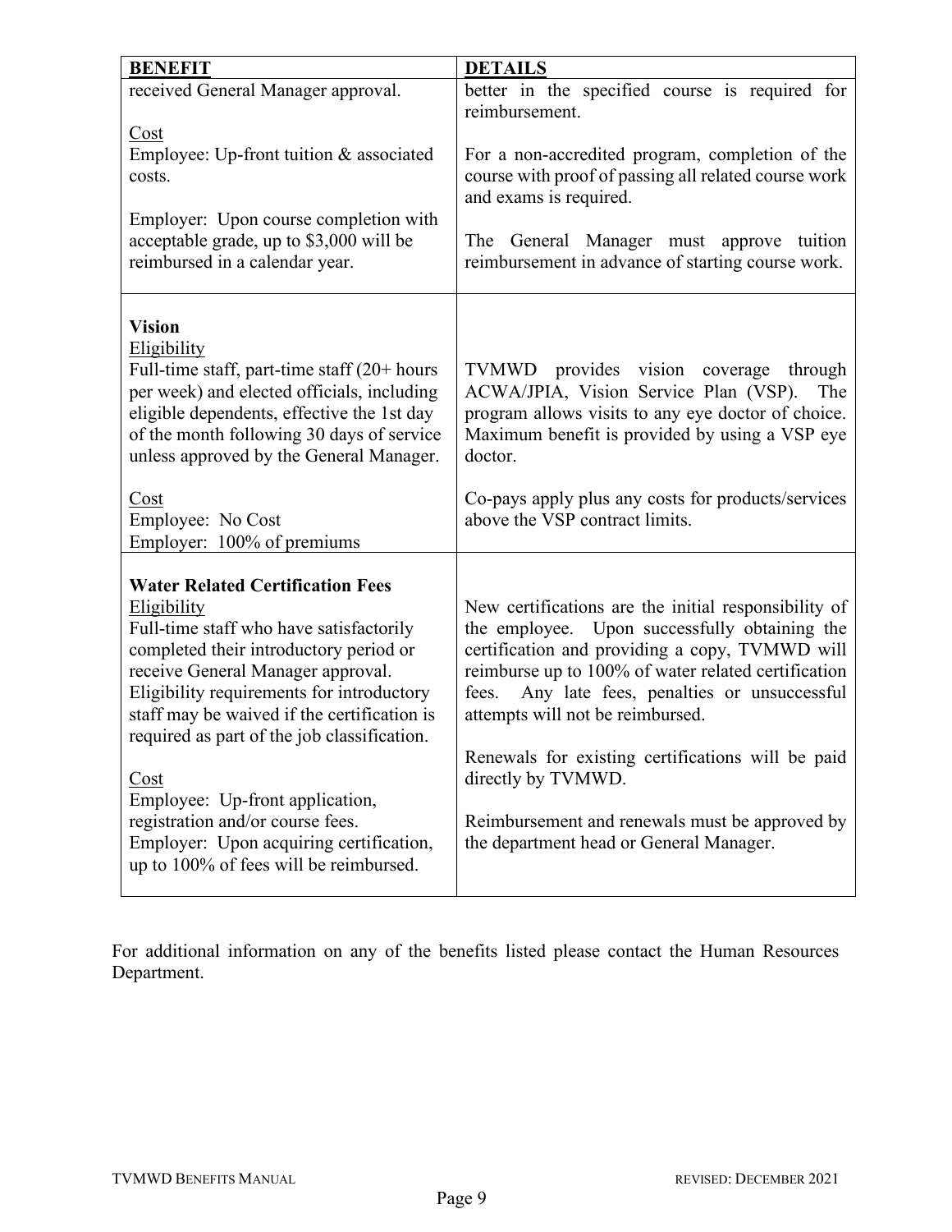| **BENEFIT** | **DETAILS** |
|---|---|
| received General Manager approval.<br><br>Cost<br>Employee: Up-front tuition & associated costs.<br><br>Employer: Upon course completion with acceptable grade, up to $3,000 will be reimbursed in a calendar year. | better in the specified course is required for reimbursement.<br><br>For a non-accredited program, completion of the course with proof of passing all related course work and exams is required.<br><br>The General Manager must approve tuition reimbursement in advance of starting course work. |
| **Vision**<br>Eligibility<br>Full-time staff, part-time staff (20+ hours per week) and elected officials, including eligible dependents, effective the 1st day of the month following 30 days of service unless approved by the General Manager.<br><br>Cost<br>Employee: No Cost<br>Employer: 100% of premiums | TVMWD provides vision coverage through ACWA/JPIA, Vision Service Plan (VSP). The program allows visits to any eye doctor of choice. Maximum benefit is provided by using a VSP eye doctor.<br><br>Co-pays apply plus any costs for products/services above the VSP contract limits. |
| **Water Related Certification Fees**<br>Eligibility<br>Full-time staff who have satisfactorily completed their introductory period or receive General Manager approval. Eligibility requirements for introductory staff may be waived if the certification is required as part of the job classification.<br><br>Cost<br>Employee: Up-front application, registration and/or course fees.<br>Employer: Upon acquiring certification, up to 100% of fees will be reimbursed. | New certifications are the initial responsibility of the employee. Upon successfully obtaining the certification and providing a copy, TVMWD will reimburse up to 100% of water related certification fees. Any late fees, penalties or unsuccessful attempts will not be reimbursed.<br><br>Renewals for existing certifications will be paid directly by TVMWD.<br><br>Reimbursement and renewals must be approved by the department head or General Manager. |

For additional information on any of the benefits listed please contact the Human Resources Department.